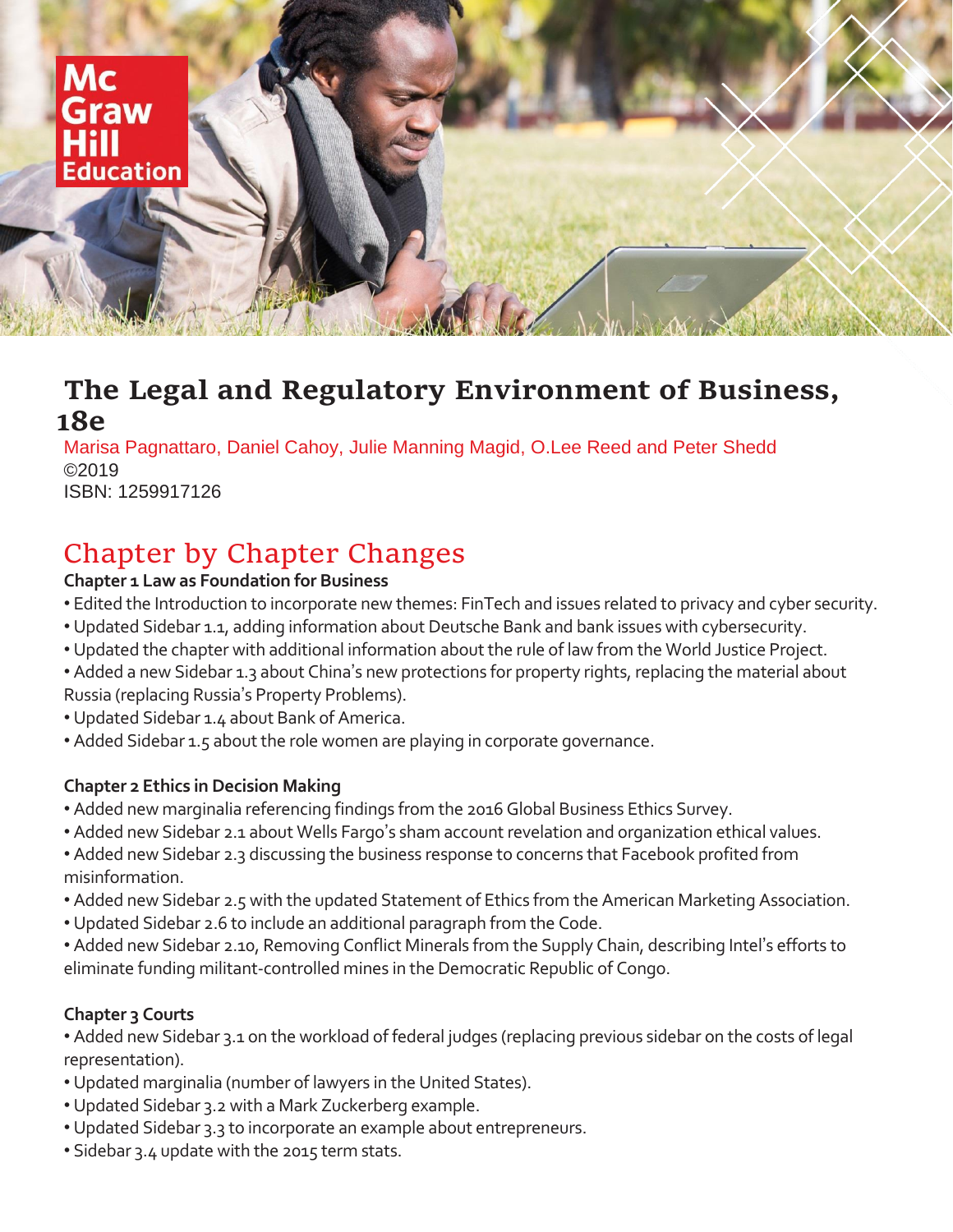# The Legal and Regulatory Environment of Business, 18e

Marisa Pagnattaro, Daniel Cahoy, Julie Manning Magid, O.Lee Reed and Peter Shedd
©2019
ISBN: 1259917126

## Chapter by Chapter Changes

### Chapter 1 Law as Foundation for Business

- Edited the Introduction to incorporate new themes: FinTech and issues related to privacy and cyber security.
- Updated Sidebar 1.1, adding information about Deutsche Bank and bank issues with cybersecurity.
- Updated the chapter with additional information about the rule of law from the World Justice Project.
- Added a new Sidebar 1.3 about China's new protections for property rights, replacing the material about Russia (replacing Russia's Property Problems).
- Updated Sidebar 1.4 about Bank of America.
- Added Sidebar 1.5 about the role women are playing in corporate governance.

### Chapter 2 Ethics in Decision Making

- Added new marginalia referencing findings from the 2016 Global Business Ethics Survey.
- Added new Sidebar 2.1 about Wells Fargo's sham account revelation and organization ethical values.
- Added new Sidebar 2.3 discussing the business response to concerns that Facebook profited from misinformation.
- Added new Sidebar 2.5 with the updated Statement of Ethics from the American Marketing Association.
- Updated Sidebar 2.6 to include an additional paragraph from the Code.
- Added new Sidebar 2.10, Removing Conflict Minerals from the Supply Chain, describing Intel's efforts to eliminate funding militant-controlled mines in the Democratic Republic of Congo.

### Chapter 3 Courts

- Added new Sidebar 3.1 on the workload of federal judges (replacing previous sidebar on the costs of legal representation).
- Updated marginalia (number of lawyers in the United States).
- Updated Sidebar 3.2 with a Mark Zuckerberg example.
- Updated Sidebar 3.3 to incorporate an example about entrepreneurs.
- Sidebar 3.4 update with the 2015 term stats.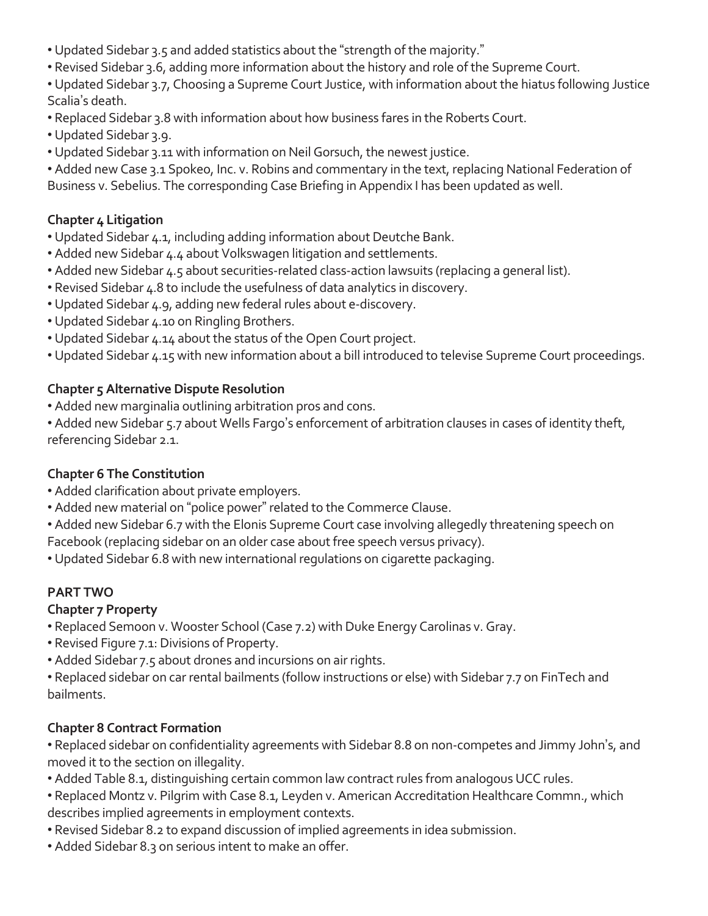- Updated Sidebar 3.5 and added statistics about the "strength of the majority."
- Revised Sidebar 3.6, adding more information about the history and role of the Supreme Court.
- Updated Sidebar 3.7, Choosing a Supreme Court Justice, with information about the hiatus following Justice Scalia's death.
- Replaced Sidebar 3.8 with information about how business fares in the Roberts Court.
- Updated Sidebar 3.9.
- Updated Sidebar 3.11 with information on Neil Gorsuch, the newest justice.
- Added new Case 3.1 Spokeo, Inc. v. Robins and commentary in the text, replacing National Federation of Business v. Sebelius. The corresponding Case Briefing in Appendix I has been updated as well.

**Chapter 4 Litigation**

- Updated Sidebar 4.1, including adding information about Deutche Bank.
- Added new Sidebar 4.4 about Volkswagen litigation and settlements.
- Added new Sidebar 4.5 about securities-related class-action lawsuits (replacing a general list).
- Revised Sidebar 4.8 to include the usefulness of data analytics in discovery.
- Updated Sidebar 4.9, adding new federal rules about e-discovery.
- Updated Sidebar 4.10 on Ringling Brothers.
- Updated Sidebar 4.14 about the status of the Open Court project.
- Updated Sidebar 4.15 with new information about a bill introduced to televise Supreme Court proceedings.

**Chapter 5 Alternative Dispute Resolution**

- Added new marginalia outlining arbitration pros and cons.
- Added new Sidebar 5.7 about Wells Fargo's enforcement of arbitration clauses in cases of identity theft, referencing Sidebar 2.1.

**Chapter 6 The Constitution**

- Added clarification about private employers.
- Added new material on "police power" related to the Commerce Clause.
- Added new Sidebar 6.7 with the Elonis Supreme Court case involving allegedly threatening speech on Facebook (replacing sidebar on an older case about free speech versus privacy).
- Updated Sidebar 6.8 with new international regulations on cigarette packaging.

**PART TWO**

**Chapter 7 Property**

- Replaced Semoon v. Wooster School (Case 7.2) with Duke Energy Carolinas v. Gray.
- Revised Figure 7.1: Divisions of Property.
- Added Sidebar 7.5 about drones and incursions on air rights.
- Replaced sidebar on car rental bailments (follow instructions or else) with Sidebar 7.7 on FinTech and bailments.

**Chapter 8 Contract Formation**

- Replaced sidebar on confidentiality agreements with Sidebar 8.8 on non-competes and Jimmy John's, and moved it to the section on illegality.
- Added Table 8.1, distinguishing certain common law contract rules from analogous UCC rules.
- Replaced Montz v. Pilgrim with Case 8.1, Leyden v. American Accreditation Healthcare Commn., which describes implied agreements in employment contexts.
- Revised Sidebar 8.2 to expand discussion of implied agreements in idea submission.
- Added Sidebar 8.3 on serious intent to make an offer.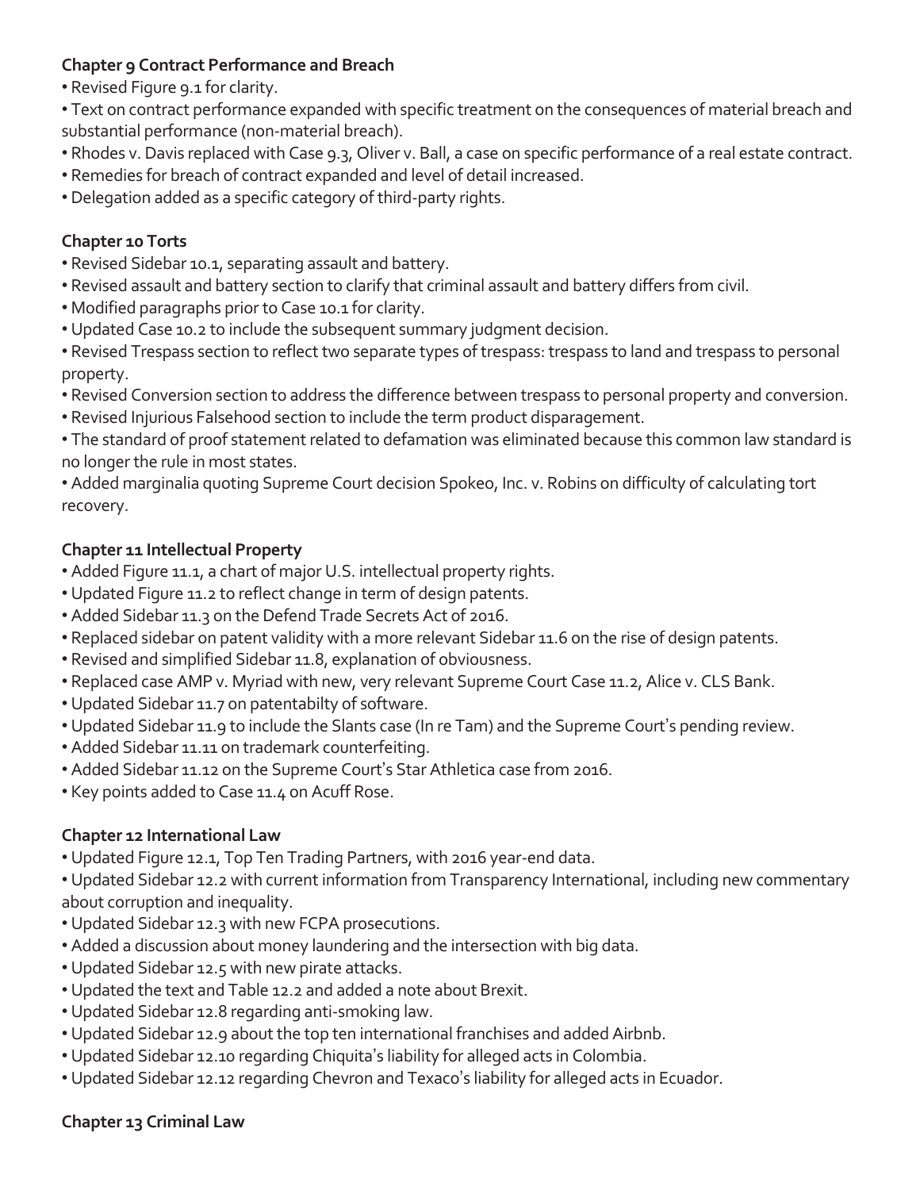**Chapter 9 Contract Performance and Breach**

- Revised Figure 9.1 for clarity.
- Text on contract performance expanded with specific treatment on the consequences of material breach and substantial performance (non-material breach).
- Rhodes v. Davis replaced with Case 9.3, Oliver v. Ball, a case on specific performance of a real estate contract.
- Remedies for breach of contract expanded and level of detail increased.
- Delegation added as a specific category of third-party rights.

**Chapter 10 Torts**

- Revised Sidebar 10.1, separating assault and battery.
- Revised assault and battery section to clarify that criminal assault and battery differs from civil.
- Modified paragraphs prior to Case 10.1 for clarity.
- Updated Case 10.2 to include the subsequent summary judgment decision.
- Revised Trespass section to reflect two separate types of trespass: trespass to land and trespass to personal property.
- Revised Conversion section to address the difference between trespass to personal property and conversion.
- Revised Injurious Falsehood section to include the term product disparagement.
- The standard of proof statement related to defamation was eliminated because this common law standard is no longer the rule in most states.
- Added marginalia quoting Supreme Court decision Spokeo, Inc. v. Robins on difficulty of calculating tort recovery.

**Chapter 11 Intellectual Property**

- Added Figure 11.1, a chart of major U.S. intellectual property rights.
- Updated Figure 11.2 to reflect change in term of design patents.
- Added Sidebar 11.3 on the Defend Trade Secrets Act of 2016.
- Replaced sidebar on patent validity with a more relevant Sidebar 11.6 on the rise of design patents.
- Revised and simplified Sidebar 11.8, explanation of obviousness.
- Replaced case AMP v. Myriad with new, very relevant Supreme Court Case 11.2, Alice v. CLS Bank.
- Updated Sidebar 11.7 on patentabilty of software.
- Updated Sidebar 11.9 to include the Slants case (In re Tam) and the Supreme Court's pending review.
- Added Sidebar 11.11 on trademark counterfeiting.
- Added Sidebar 11.12 on the Supreme Court's Star Athletica case from 2016.
- Key points added to Case 11.4 on Acuff Rose.

**Chapter 12 International Law**

- Updated Figure 12.1, Top Ten Trading Partners, with 2016 year-end data.
- Updated Sidebar 12.2 with current information from Transparency International, including new commentary about corruption and inequality.
- Updated Sidebar 12.3 with new FCPA prosecutions.
- Added a discussion about money laundering and the intersection with big data.
- Updated Sidebar 12.5 with new pirate attacks.
- Updated the text and Table 12.2 and added a note about Brexit.
- Updated Sidebar 12.8 regarding anti-smoking law.
- Updated Sidebar 12.9 about the top ten international franchises and added Airbnb.
- Updated Sidebar 12.10 regarding Chiquita's liability for alleged acts in Colombia.
- Updated Sidebar 12.12 regarding Chevron and Texaco's liability for alleged acts in Ecuador.

**Chapter 13 Criminal Law**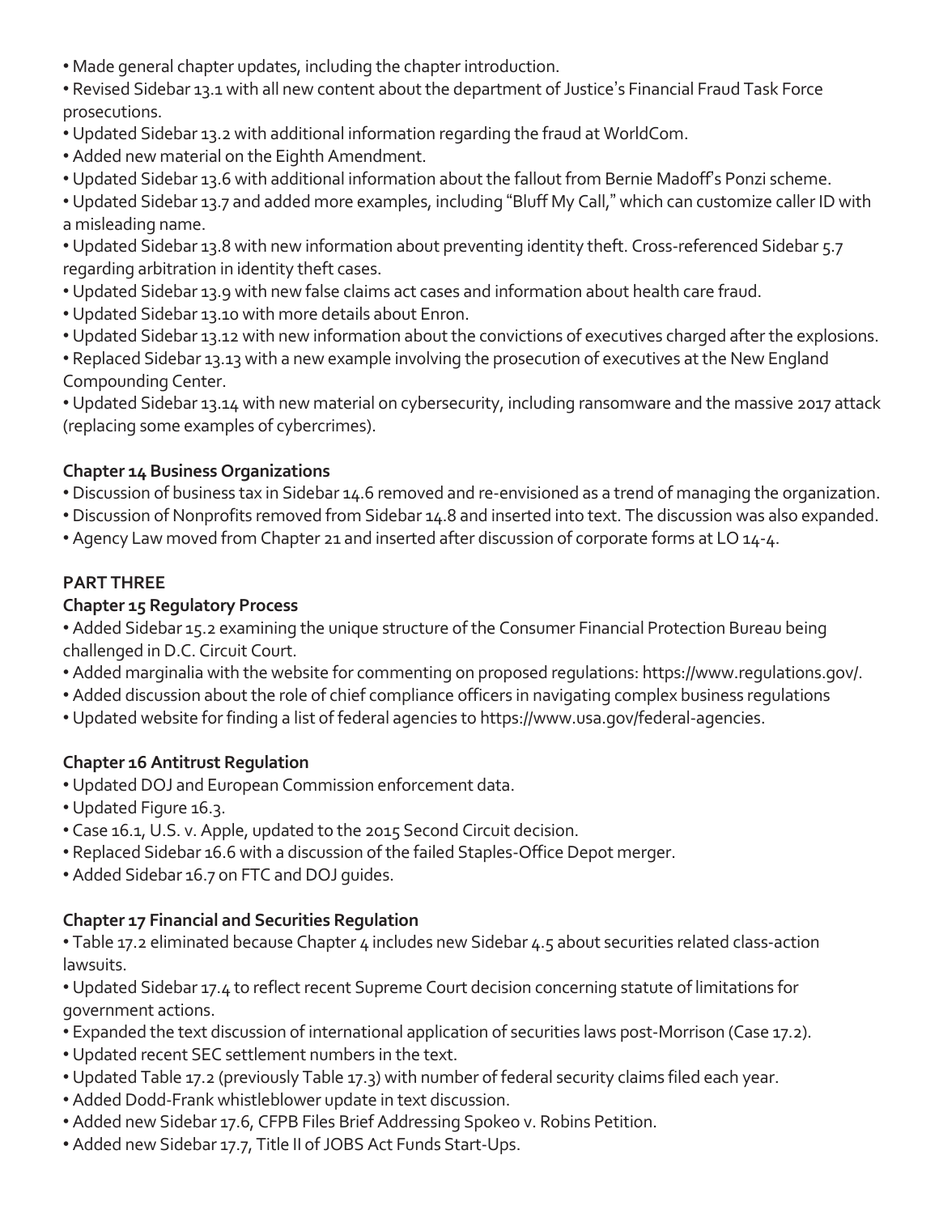- Made general chapter updates, including the chapter introduction.
- Revised Sidebar 13.1 with all new content about the department of Justice's Financial Fraud Task Force prosecutions.
- Updated Sidebar 13.2 with additional information regarding the fraud at WorldCom.
- Added new material on the Eighth Amendment.
- Updated Sidebar 13.6 with additional information about the fallout from Bernie Madoff's Ponzi scheme.
- Updated Sidebar 13.7 and added more examples, including "Bluff My Call," which can customize caller ID with a misleading name.
- Updated Sidebar 13.8 with new information about preventing identity theft. Cross-referenced Sidebar 5.7 regarding arbitration in identity theft cases.
- Updated Sidebar 13.9 with new false claims act cases and information about health care fraud.
- Updated Sidebar 13.10 with more details about Enron.
- Updated Sidebar 13.12 with new information about the convictions of executives charged after the explosions.
- Replaced Sidebar 13.13 with a new example involving the prosecution of executives at the New England Compounding Center.
- Updated Sidebar 13.14 with new material on cybersecurity, including ransomware and the massive 2017 attack (replacing some examples of cybercrimes).

### Chapter 14 Business Organizations

- Discussion of business tax in Sidebar 14.6 removed and re-envisioned as a trend of managing the organization.
- Discussion of Nonprofits removed from Sidebar 14.8 and inserted into text. The discussion was also expanded.
- Agency Law moved from Chapter 21 and inserted after discussion of corporate forms at LO 14-4.

## PART THREE

### Chapter 15 Regulatory Process

- Added Sidebar 15.2 examining the unique structure of the Consumer Financial Protection Bureau being challenged in D.C. Circuit Court.
- Added marginalia with the website for commenting on proposed regulations: https://www.regulations.gov/.
- Added discussion about the role of chief compliance officers in navigating complex business regulations
- Updated website for finding a list of federal agencies to https://www.usa.gov/federal-agencies.

### Chapter 16 Antitrust Regulation

- Updated DOJ and European Commission enforcement data.
- Updated Figure 16.3.
- Case 16.1, U.S. v. Apple, updated to the 2015 Second Circuit decision.
- Replaced Sidebar 16.6 with a discussion of the failed Staples-Office Depot merger.
- Added Sidebar 16.7 on FTC and DOJ guides.

### Chapter 17 Financial and Securities Regulation

- Table 17.2 eliminated because Chapter 4 includes new Sidebar 4.5 about securities related class-action lawsuits.
- Updated Sidebar 17.4 to reflect recent Supreme Court decision concerning statute of limitations for government actions.
- Expanded the text discussion of international application of securities laws post-Morrison (Case 17.2).
- Updated recent SEC settlement numbers in the text.
- Updated Table 17.2 (previously Table 17.3) with number of federal security claims filed each year.
- Added Dodd-Frank whistleblower update in text discussion.
- Added new Sidebar 17.6, CFPB Files Brief Addressing Spokeo v. Robins Petition.
- Added new Sidebar 17.7, Title II of JOBS Act Funds Start-Ups.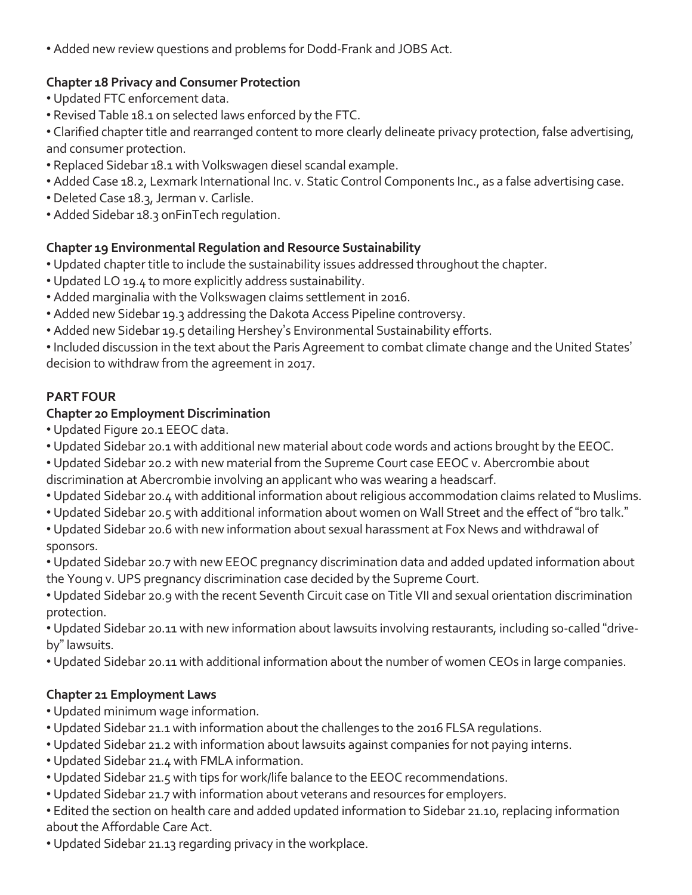- Added new review questions and problems for Dodd-Frank and JOBS Act.

**Chapter 18 Privacy and Consumer Protection**

- Updated FTC enforcement data.
- Revised Table 18.1 on selected laws enforced by the FTC.
- Clarified chapter title and rearranged content to more clearly delineate privacy protection, false advertising, and consumer protection.
- Replaced Sidebar 18.1 with Volkswagen diesel scandal example.
- Added Case 18.2, Lexmark International Inc. v. Static Control Components Inc., as a false advertising case.
- Deleted Case 18.3, Jerman v. Carlisle.
- Added Sidebar 18.3 onFinTech regulation.

**Chapter 19 Environmental Regulation and Resource Sustainability**

- Updated chapter title to include the sustainability issues addressed throughout the chapter.
- Updated LO 19.4 to more explicitly address sustainability.
- Added marginalia with the Volkswagen claims settlement in 2016.
- Added new Sidebar 19.3 addressing the Dakota Access Pipeline controversy.
- Added new Sidebar 19.5 detailing Hershey's Environmental Sustainability efforts.
- Included discussion in the text about the Paris Agreement to combat climate change and the United States' decision to withdraw from the agreement in 2017.

**PART FOUR**

**Chapter 20 Employment Discrimination**

- Updated Figure 20.1 EEOC data.
- Updated Sidebar 20.1 with additional new material about code words and actions brought by the EEOC.
- Updated Sidebar 20.2 with new material from the Supreme Court case EEOC v. Abercrombie about discrimination at Abercrombie involving an applicant who was wearing a headscarf.
- Updated Sidebar 20.4 with additional information about religious accommodation claims related to Muslims.
- Updated Sidebar 20.5 with additional information about women on Wall Street and the effect of "bro talk."
- Updated Sidebar 20.6 with new information about sexual harassment at Fox News and withdrawal of sponsors.
- Updated Sidebar 20.7 with new EEOC pregnancy discrimination data and added updated information about the Young v. UPS pregnancy discrimination case decided by the Supreme Court.
- Updated Sidebar 20.9 with the recent Seventh Circuit case on Title VII and sexual orientation discrimination protection.
- Updated Sidebar 20.11 with new information about lawsuits involving restaurants, including so-called "drive-by" lawsuits.
- Updated Sidebar 20.11 with additional information about the number of women CEOs in large companies.

**Chapter 21 Employment Laws**

- Updated minimum wage information.
- Updated Sidebar 21.1 with information about the challenges to the 2016 FLSA regulations.
- Updated Sidebar 21.2 with information about lawsuits against companies for not paying interns.
- Updated Sidebar 21.4 with FMLA information.
- Updated Sidebar 21.5 with tips for work/life balance to the EEOC recommendations.
- Updated Sidebar 21.7 with information about veterans and resources for employers.
- Edited the section on health care and added updated information to Sidebar 21.10, replacing information about the Affordable Care Act.
- Updated Sidebar 21.13 regarding privacy in the workplace.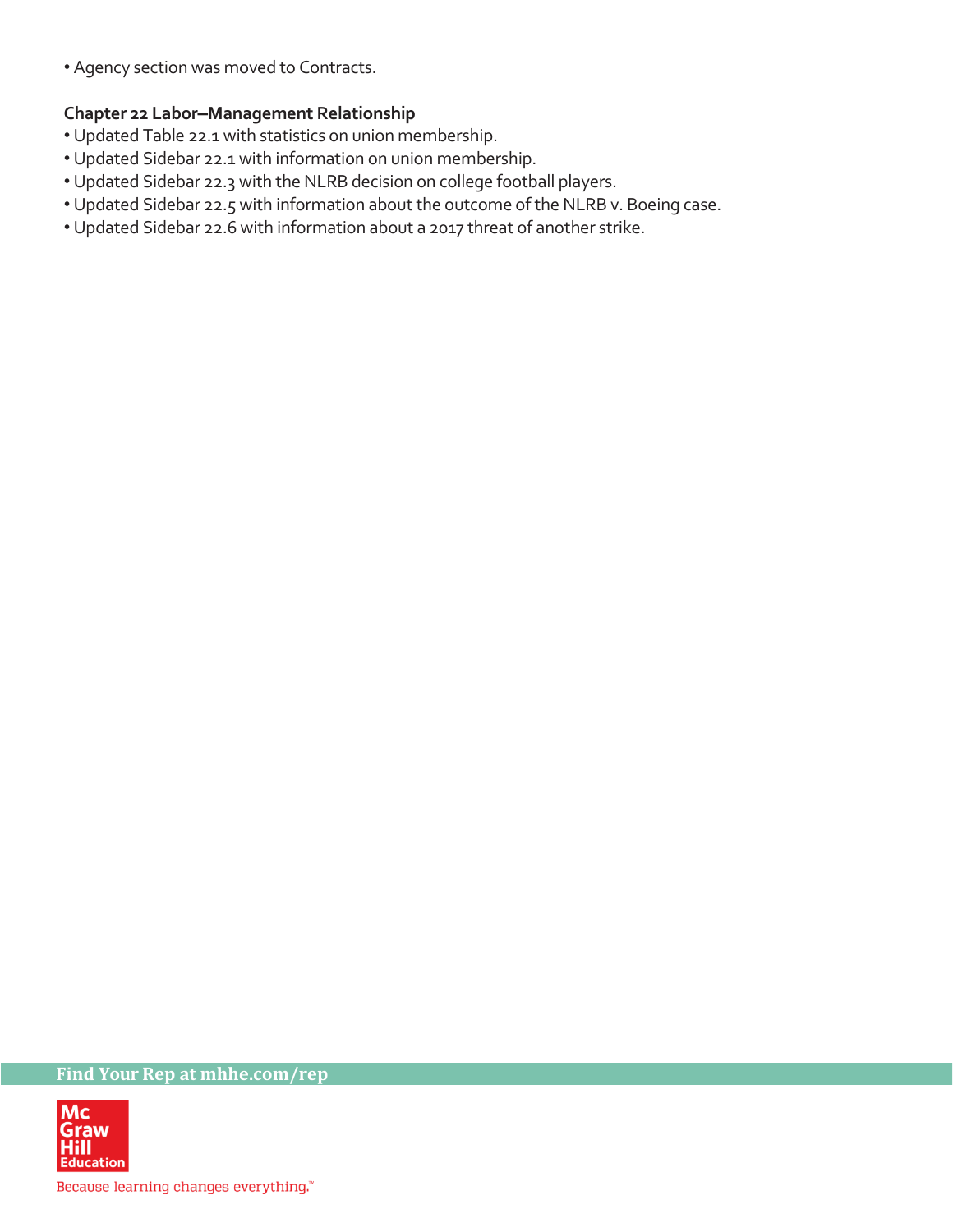- Agency section was moved to Contracts.

**Chapter 22 Labor–Management Relationship**

- Updated Table 22.1 with statistics on union membership.
- Updated Sidebar 22.1 with information on union membership.
- Updated Sidebar 22.3 with the NLRB decision on college football players.
- Updated Sidebar 22.5 with information about the outcome of the NLRB v. Boeing case.
- Updated Sidebar 22.6 with information about a 2017 threat of another strike.

**Find Your Rep at mhhe.com/rep**

Mc Graw Hill Education

Because learning changes everything.™